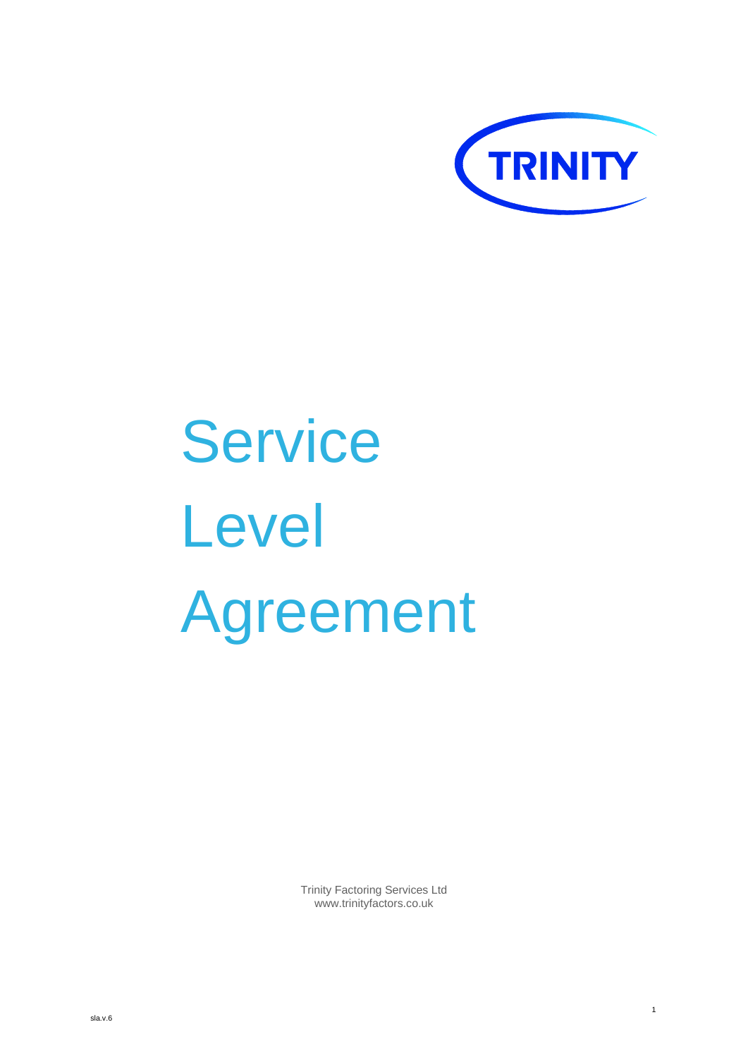TRINITY

# Service Level Agreement

Trinity Factoring Services Ltd
www.trinityfactors.co.uk

sla.v.6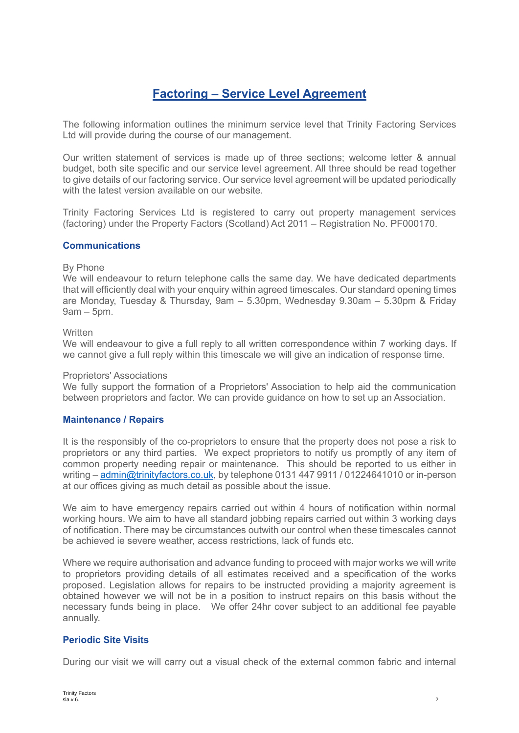# Factoring – Service Level Agreement

The following information outlines the minimum service level that Trinity Factoring Services Ltd will provide during the course of our management.

Our written statement of services is made up of three sections; welcome letter & annual budget, both site specific and our service level agreement. All three should be read together to give details of our factoring service. Our service level agreement will be updated periodically with the latest version available on our website.

Trinity Factoring Services Ltd is registered to carry out property management services (factoring) under the Property Factors (Scotland) Act 2011 – Registration No. PF000170.

### Communications

By Phone
We will endeavour to return telephone calls the same day. We have dedicated departments that will efficiently deal with your enquiry within agreed timescales. Our standard opening times are Monday, Tuesday & Thursday, 9am – 5.30pm, Wednesday 9.30am – 5.30pm & Friday 9am – 5pm.

Written
We will endeavour to give a full reply to all written correspondence within 7 working days. If we cannot give a full reply within this timescale we will give an indication of response time.

Proprietors' Associations
We fully support the formation of a Proprietors' Association to help aid the communication between proprietors and factor. We can provide guidance on how to set up an Association.

### Maintenance / Repairs

It is the responsibly of the co-proprietors to ensure that the property does not pose a risk to proprietors or any third parties. We expect proprietors to notify us promptly of any item of common property needing repair or maintenance. This should be reported to us either in writing – admin@trinityfactors.co.uk, by telephone 0131 447 9911 / 01224641010 or in-person at our offices giving as much detail as possible about the issue.

We aim to have emergency repairs carried out within 4 hours of notification within normal working hours. We aim to have all standard jobbing repairs carried out within 3 working days of notification. There may be circumstances outwith our control when these timescales cannot be achieved ie severe weather, access restrictions, lack of funds etc.

Where we require authorisation and advance funding to proceed with major works we will write to proprietors providing details of all estimates received and a specification of the works proposed. Legislation allows for repairs to be instructed providing a majority agreement is obtained however we will not be in a position to instruct repairs on this basis without the necessary funds being in place. We offer 24hr cover subject to an additional fee payable annually.

### Periodic Site Visits

During our visit we will carry out a visual check of the external common fabric and internal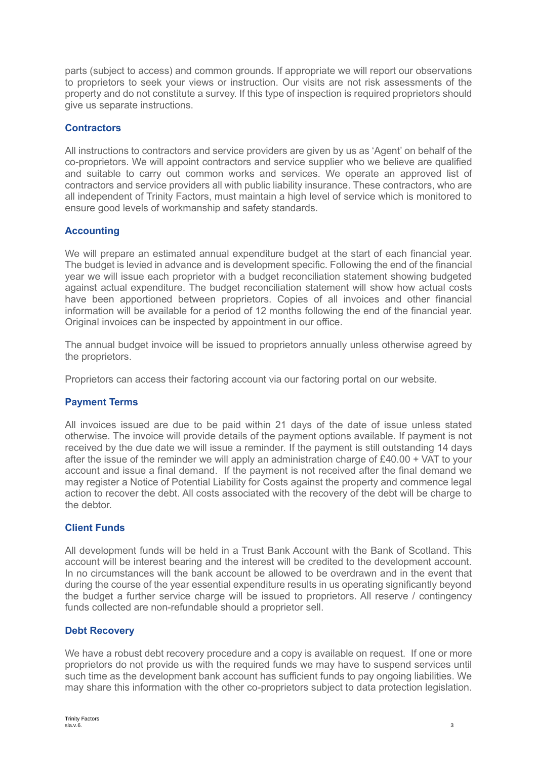parts (subject to access) and common grounds. If appropriate we will report our observations to proprietors to seek your views or instruction. Our visits are not risk assessments of the property and do not constitute a survey. If this type of inspection is required proprietors should give us separate instructions.

### Contractors

All instructions to contractors and service providers are given by us as 'Agent' on behalf of the co-proprietors. We will appoint contractors and service supplier who we believe are qualified and suitable to carry out common works and services. We operate an approved list of contractors and service providers all with public liability insurance. These contractors, who are all independent of Trinity Factors, must maintain a high level of service which is monitored to ensure good levels of workmanship and safety standards.

### Accounting

We will prepare an estimated annual expenditure budget at the start of each financial year. The budget is levied in advance and is development specific. Following the end of the financial year we will issue each proprietor with a budget reconciliation statement showing budgeted against actual expenditure. The budget reconciliation statement will show how actual costs have been apportioned between proprietors. Copies of all invoices and other financial information will be available for a period of 12 months following the end of the financial year. Original invoices can be inspected by appointment in our office.

The annual budget invoice will be issued to proprietors annually unless otherwise agreed by the proprietors.

Proprietors can access their factoring account via our factoring portal on our website.

### Payment Terms

All invoices issued are due to be paid within 21 days of the date of issue unless stated otherwise. The invoice will provide details of the payment options available. If payment is not received by the due date we will issue a reminder. If the payment is still outstanding 14 days after the issue of the reminder we will apply an administration charge of £40.00 + VAT to your account and issue a final demand. If the payment is not received after the final demand we may register a Notice of Potential Liability for Costs against the property and commence legal action to recover the debt. All costs associated with the recovery of the debt will be charge to the debtor.

### Client Funds

All development funds will be held in a Trust Bank Account with the Bank of Scotland. This account will be interest bearing and the interest will be credited to the development account. In no circumstances will the bank account be allowed to be overdrawn and in the event that during the course of the year essential expenditure results in us operating significantly beyond the budget a further service charge will be issued to proprietors. All reserve / contingency funds collected are non-refundable should a proprietor sell.

### Debt Recovery

We have a robust debt recovery procedure and a copy is available on request. If one or more proprietors do not provide us with the required funds we may have to suspend services until such time as the development bank account has sufficient funds to pay ongoing liabilities. We may share this information with the other co-proprietors subject to data protection legislation.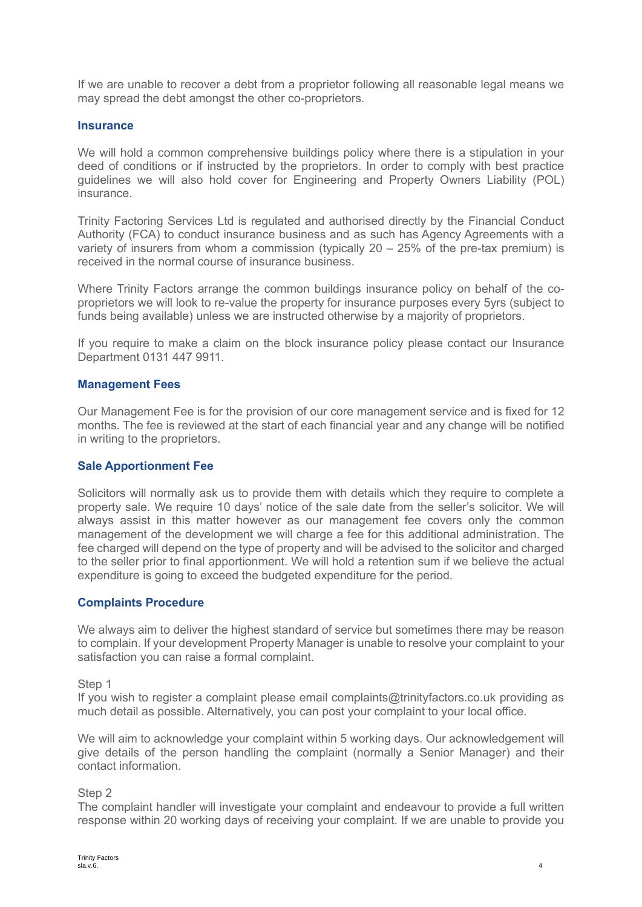If we are unable to recover a debt from a proprietor following all reasonable legal means we may spread the debt amongst the other co-proprietors.

### Insurance

We will hold a common comprehensive buildings policy where there is a stipulation in your deed of conditions or if instructed by the proprietors. In order to comply with best practice guidelines we will also hold cover for Engineering and Property Owners Liability (POL) insurance.

Trinity Factoring Services Ltd is regulated and authorised directly by the Financial Conduct Authority (FCA) to conduct insurance business and as such has Agency Agreements with a variety of insurers from whom a commission (typically 20 – 25% of the pre-tax premium) is received in the normal course of insurance business.

Where Trinity Factors arrange the common buildings insurance policy on behalf of the co-proprietors we will look to re-value the property for insurance purposes every 5yrs (subject to funds being available) unless we are instructed otherwise by a majority of proprietors.

If you require to make a claim on the block insurance policy please contact our Insurance Department 0131 447 9911.

### Management Fees

Our Management Fee is for the provision of our core management service and is fixed for 12 months. The fee is reviewed at the start of each financial year and any change will be notified in writing to the proprietors.

### Sale Apportionment Fee

Solicitors will normally ask us to provide them with details which they require to complete a property sale. We require 10 days' notice of the sale date from the seller's solicitor. We will always assist in this matter however as our management fee covers only the common management of the development we will charge a fee for this additional administration. The fee charged will depend on the type of property and will be advised to the solicitor and charged to the seller prior to final apportionment. We will hold a retention sum if we believe the actual expenditure is going to exceed the budgeted expenditure for the period.

### Complaints Procedure

We always aim to deliver the highest standard of service but sometimes there may be reason to complain. If your development Property Manager is unable to resolve your complaint to your satisfaction you can raise a formal complaint.

Step 1
If you wish to register a complaint please email complaints@trinityfactors.co.uk providing as much detail as possible. Alternatively, you can post your complaint to your local office.

We will aim to acknowledge your complaint within 5 working days. Our acknowledgement will give details of the person handling the complaint (normally a Senior Manager) and their contact information.

Step 2
The complaint handler will investigate your complaint and endeavour to provide a full written response within 20 working days of receiving your complaint. If we are unable to provide you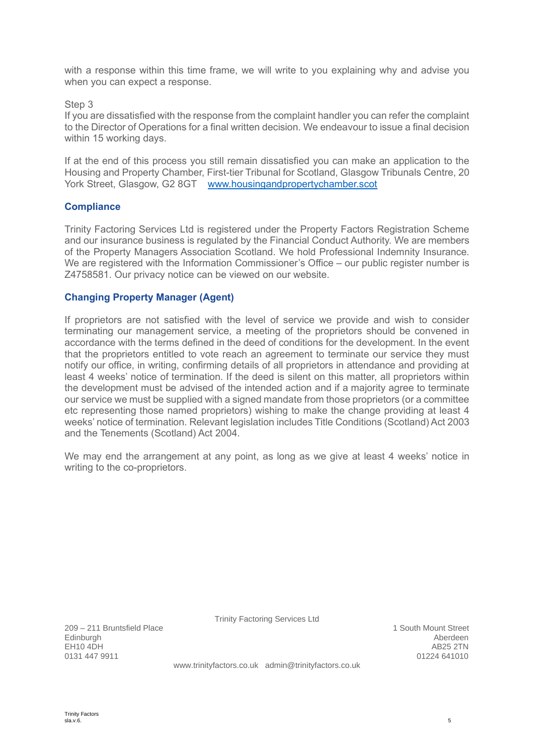with a response within this time frame, we will write to you explaining why and advise you when you can expect a response.

Step 3
If you are dissatisfied with the response from the complaint handler you can refer the complaint to the Director of Operations for a final written decision. We endeavour to issue a final decision within 15 working days.

If at the end of this process you still remain dissatisfied you can make an application to the Housing and Property Chamber, First-tier Tribunal for Scotland, Glasgow Tribunals Centre, 20 York Street, Glasgow, G2 8GT [www.housingandpropertychamber.scot](http://www.housingandpropertychamber.scot)

## Compliance

Trinity Factoring Services Ltd is registered under the Property Factors Registration Scheme and our insurance business is regulated by the Financial Conduct Authority. We are members of the Property Managers Association Scotland. We hold Professional Indemnity Insurance. We are registered with the Information Commissioner's Office – our public register number is Z4758581. Our privacy notice can be viewed on our website.

## Changing Property Manager (Agent)

If proprietors are not satisfied with the level of service we provide and wish to consider terminating our management service, a meeting of the proprietors should be convened in accordance with the terms defined in the deed of conditions for the development. In the event that the proprietors entitled to vote reach an agreement to terminate our service they must notify our office, in writing, confirming details of all proprietors in attendance and providing at least 4 weeks' notice of termination. If the deed is silent on this matter, all proprietors within the development must be advised of the intended action and if a majority agree to terminate our service we must be supplied with a signed mandate from those proprietors (or a committee etc representing those named proprietors) wishing to make the change providing at least 4 weeks' notice of termination. Relevant legislation includes Title Conditions (Scotland) Act 2003 and the Tenements (Scotland) Act 2004.

We may end the arrangement at any point, as long as we give at least 4 weeks' notice in writing to the co-proprietors.